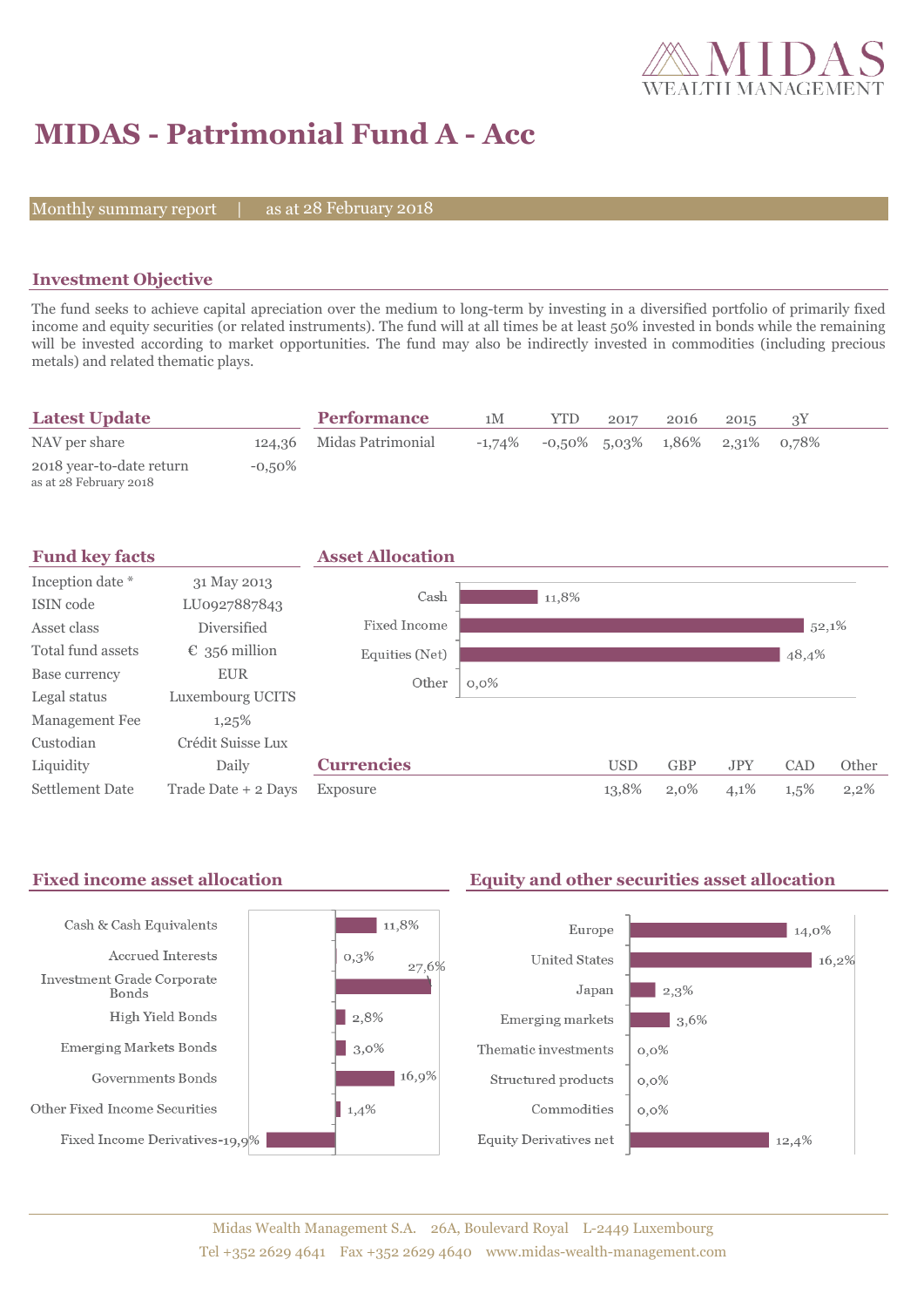# MIDAS - Patrimonial Fund A - Acc

Monthly summary report | as at 28 February 2018

## Investment Objective

The fund seeks to achieve capital apreciation over the medium to long-term by investing in a diversified portfolio of primarily fixed income and equity securities (or related instruments). The fund will at all times be at least 50% invested in bonds while the remaining will be invested according to market opportunities. The fund may also be indirectly invested in commodities (including precious metals) and related thematic plays.

## Latest Update

| | |
|---|---|
| NAV per share | 124,36 |
| 2018 year-to-date return<br>as at 28 February 2018 | -0,50% |

## Performance

| | 1M | YTD | 2017 | 2016 | 2015 | 3Y |
|---|---|---|---|---|---|---|
| Midas Patrimonial | -1,74% | -0,50% | 5,03% | 1,86% | 2,31% | 0,78% |

## Fund key facts

| | |
|---|---|
| Inception date * | 31 May 2013 |
| ISIN code | LU0927887843 |
| Asset class | Diversified |
| Total fund assets | € 356 million |
| Base currency | EUR |
| Legal status | Luxembourg UCITS |
| Management Fee | 1,25% |
| Custodian | Crédit Suisse Lux |
| Liquidity | Daily |
| Settlement Date | Trade Date + 2 Days |

## Asset Allocation

| | |
|---|---|
| Cash | 11,8% |
| Fixed Income | 52,1% |
| Equities (Net) | 48,4% |
| Other | 0,0% |

## Currencies

| | USD | GBP | JPY | CAD | Other |
|---|---|---|---|---|---|
| Exposure | 13,8% | 2,0% | 4,1% | 1,5% | 2,2% |

## Fixed income asset allocation

| | |
|---|---|
| Cash & Cash Equivalents | 11,8% |
| Accrued Interests | 0,3% |
| Investment Grade Corporate Bonds | 27,6% |
| High Yield Bonds | 2,8% |
| Emerging Markets Bonds | 3,0% |
| Governments Bonds | 16,9% |
| Other Fixed Income Securities | 1,4% |
| Fixed Income Derivatives | -19,9% |

## Equity and other securities asset allocation

| | |
|---|---|
| Europe | 14,0% |
| United States | 16,2% |
| Japan | 2,3% |
| Emerging markets | 3,6% |
| Thematic investments | 0,0% |
| Structured products | 0,0% |
| Commodities | 0,0% |
| Equity Derivatives net | 12,4% |

Midas Wealth Management S.A. 26A, Boulevard Royal L-2449 Luxembourg
Tel +352 2629 4641 Fax +352 2629 4640 www.midas-wealth-management.com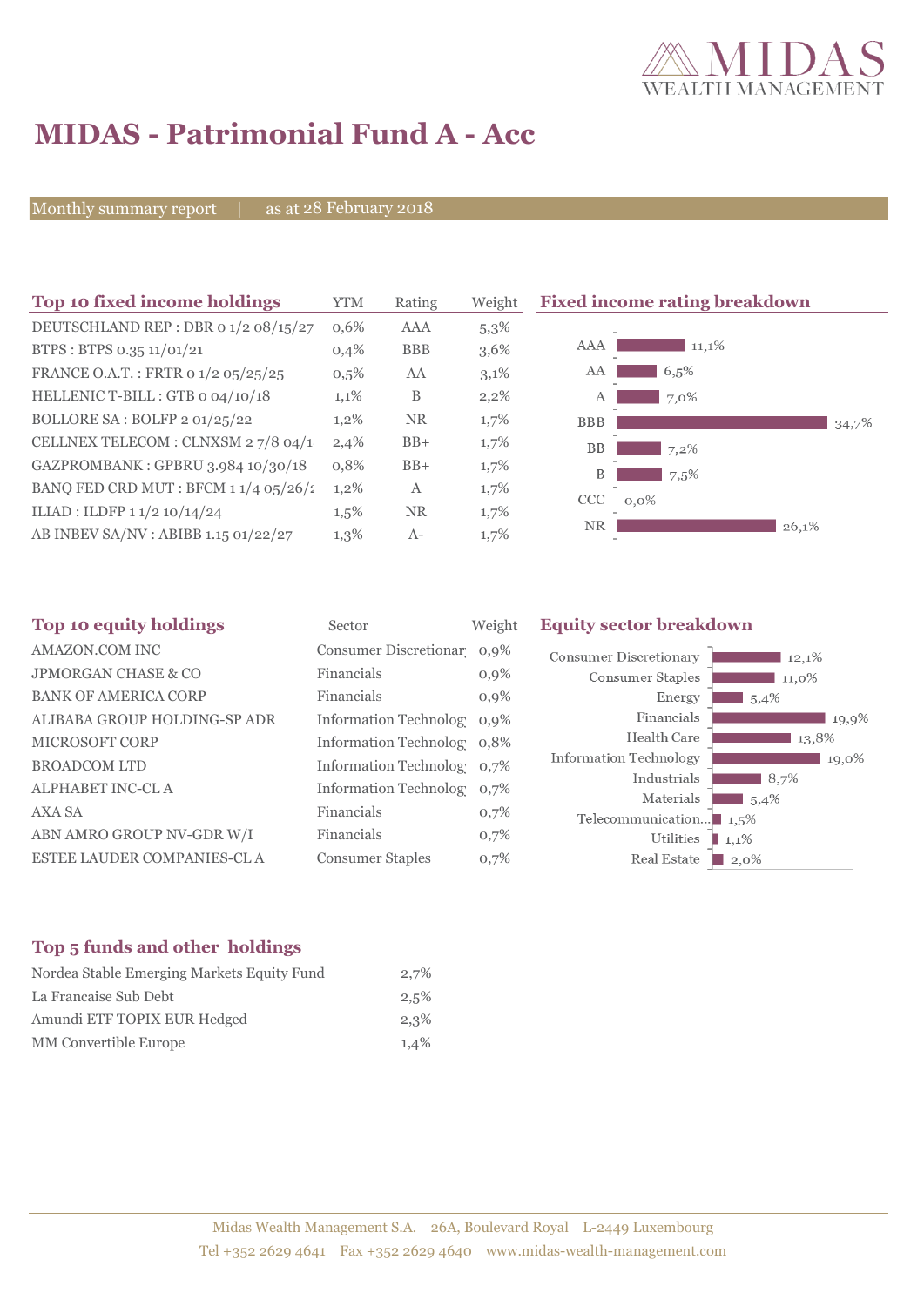# MIDAS - Patrimonial Fund A - Acc

Monthly summary report | as at 28 February 2018

## Top 10 fixed income holdings

| Top 10 fixed income holdings | YTM | Rating | Weight |
|---|---|---|---|
| DEUTSCHLAND REP : DBR 0 1/2 08/15/27 | 0,6% | AAA | 5,3% |
| BTPS : BTPS 0.35 11/01/21 | 0,4% | BBB | 3,6% |
| FRANCE O.A.T. : FRTR 0 1/2 05/25/25 | 0,5% | AA | 3,1% |
| HELLENIC T-BILL : GTB 0 04/10/18 | 1,1% | B | 2,2% |
| BOLLORE SA : BOLFP 2 01/25/22 | 1,2% | NR | 1,7% |
| CELLNEX TELECOM : CLNXSM 2 7/8 04/1 | 2,4% | BB+ | 1,7% |
| GAZPROMBANK : GPBRU 3.984 10/30/18 | 0,8% | BB+ | 1,7% |
| BANQ FED CRD MUT : BFCM 1 1/4 05/26/2 | 1,2% | A | 1,7% |
| ILIAD : ILDFP 1 1/2 10/14/24 | 1,5% | NR | 1,7% |
| AB INBEV SA/NV : ABIBB 1.15 01/22/27 | 1,3% | A- | 1,7% |

## Fixed income rating breakdown

| Rating | Weight |
|---|---|
| AAA | 11,1% |
| AA | 6,5% |
| A | 7,0% |
| BBB | 34,7% |
| BB | 7,2% |
| B | 7,5% |
| CCC | 0,0% |
| NR | 26,1% |

## Top 10 equity holdings

| Top 10 equity holdings | Sector | Weight |
|---|---|---|
| AMAZON.COM INC | Consumer Discretionar | 0,9% |
| JPMORGAN CHASE & CO | Financials | 0,9% |
| BANK OF AMERICA CORP | Financials | 0,9% |
| ALIBABA GROUP HOLDING-SP ADR | Information Technolog | 0,9% |
| MICROSOFT CORP | Information Technolog | 0,8% |
| BROADCOM LTD | Information Technolog | 0,7% |
| ALPHABET INC-CL A | Information Technolog | 0,7% |
| AXA SA | Financials | 0,7% |
| ABN AMRO GROUP NV-GDR W/I | Financials | 0,7% |
| ESTEE LAUDER COMPANIES-CL A | Consumer Staples | 0,7% |

## Equity sector breakdown

| Sector | Weight |
|---|---|
| Consumer Discretionary | 12,1% |
| Consumer Staples | 11,0% |
| Energy | 5,4% |
| Financials | 19,9% |
| Health Care | 13,8% |
| Information Technology | 19,0% |
| Industrials | 8,7% |
| Materials | 5,4% |
| Telecommunication... | 1,5% |
| Utilities | 1,1% |
| Real Estate | 2,0% |

## Top 5 funds and other holdings

| Top 5 funds and other holdings | |
|---|---|
| Nordea Stable Emerging Markets Equity Fund | 2,7% |
| La Francaise Sub Debt | 2,5% |
| Amundi ETF TOPIX EUR Hedged | 2,3% |
| MM Convertible Europe | 1,4% |

Midas Wealth Management S.A. 26A, Boulevard Royal L-2449 Luxembourg
Tel +352 2629 4641 Fax +352 2629 4640 www.midas-wealth-management.com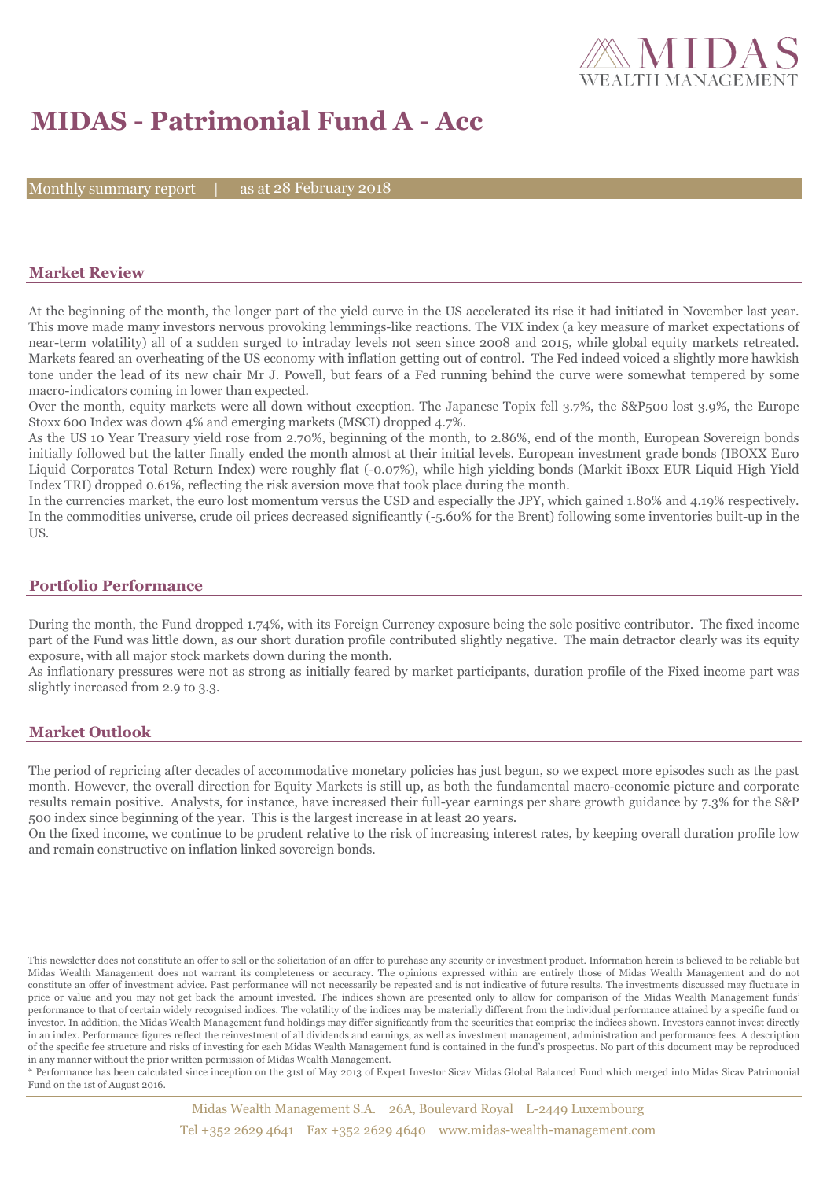# MIDAS - Patrimonial Fund A - Acc

Monthly summary report | as at 28 February 2018

## Market Review

At the beginning of the month, the longer part of the yield curve in the US accelerated its rise it had initiated in November last year. This move made many investors nervous provoking lemmings-like reactions. The VIX index (a key measure of market expectations of near-term volatility) all of a sudden surged to intraday levels not seen since 2008 and 2015, while global equity markets retreated. Markets feared an overheating of the US economy with inflation getting out of control. The Fed indeed voiced a slightly more hawkish tone under the lead of its new chair Mr J. Powell, but fears of a Fed running behind the curve were somewhat tempered by some macro-indicators coming in lower than expected.

Over the month, equity markets were all down without exception. The Japanese Topix fell 3.7%, the S&P500 lost 3.9%, the Europe Stoxx 600 Index was down 4% and emerging markets (MSCI) dropped 4.7%.

As the US 10 Year Treasury yield rose from 2.70%, beginning of the month, to 2.86%, end of the month, European Sovereign bonds initially followed but the latter finally ended the month almost at their initial levels. European investment grade bonds (IBOXX Euro Liquid Corporates Total Return Index) were roughly flat (-0.07%), while high yielding bonds (Markit iBoxx EUR Liquid High Yield Index TRI) dropped 0.61%, reflecting the risk aversion move that took place during the month.

In the currencies market, the euro lost momentum versus the USD and especially the JPY, which gained 1.80% and 4.19% respectively. In the commodities universe, crude oil prices decreased significantly (-5.60% for the Brent) following some inventories built-up in the US.

## Portfolio Performance

During the month, the Fund dropped 1.74%, with its Foreign Currency exposure being the sole positive contributor. The fixed income part of the Fund was little down, as our short duration profile contributed slightly negative. The main detractor clearly was its equity exposure, with all major stock markets down during the month.

As inflationary pressures were not as strong as initially feared by market participants, duration profile of the Fixed income part was slightly increased from 2.9 to 3.3.

## Market Outlook

The period of repricing after decades of accommodative monetary policies has just begun, so we expect more episodes such as the past month. However, the overall direction for Equity Markets is still up, as both the fundamental macro-economic picture and corporate results remain positive. Analysts, for instance, have increased their full-year earnings per share growth guidance by 7.3% for the S&P 500 index since beginning of the year. This is the largest increase in at least 20 years.

On the fixed income, we continue to be prudent relative to the risk of increasing interest rates, by keeping overall duration profile low and remain constructive on inflation linked sovereign bonds.

This newsletter does not constitute an offer to sell or the solicitation of an offer to purchase any security or investment product. Information herein is believed to be reliable but Midas Wealth Management does not warrant its completeness or accuracy. The opinions expressed within are entirely those of Midas Wealth Management and do not constitute an offer of investment advice. Past performance will not necessarily be repeated and is not indicative of future results. The investments discussed may fluctuate in price or value and you may not get back the amount invested. The indices shown are presented only to allow for comparison of the Midas Wealth Management funds' performance to that of certain widely recognised indices. The volatility of the indices may be materially different from the individual performance attained by a specific fund or investor. In addition, the Midas Wealth Management fund holdings may differ significantly from the securities that comprise the indices shown. Investors cannot invest directly in an index. Performance figures reflect the reinvestment of all dividends and earnings, as well as investment management, administration and performance fees. A description of the specific fee structure and risks of investing for each Midas Wealth Management fund is contained in the fund's prospectus. No part of this document may be reproduced in any manner without the prior written permission of Midas Wealth Management.

\* Performance has been calculated since inception on the 31st of May 2013 of Expert Investor Sicav Midas Global Balanced Fund which merged into Midas Sicav Patrimonial Fund on the 1st of August 2016.

Midas Wealth Management S.A. 26A, Boulevard Royal L-2449 Luxembourg

Tel +352 2629 4641 Fax +352 2629 4640 www.midas-wealth-management.com